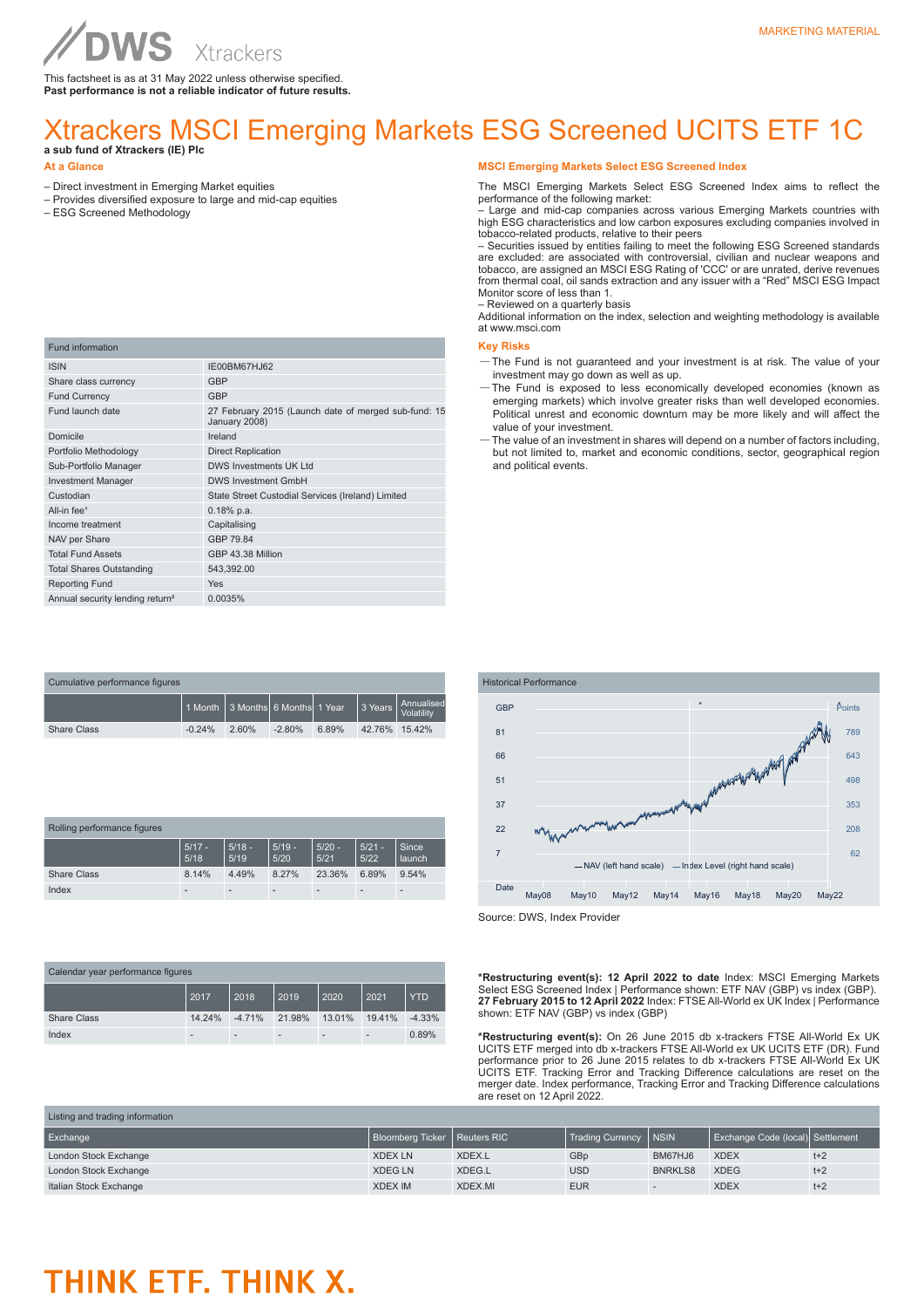MARKETING MATERIAL

DWS Xtrackers

This factsheet is as at 31 May 2022 unless otherwise specified.
**Past performance is not a reliable indicator of future results.**

# Xtrackers MSCI Emerging Markets ESG Screened UCITS ETF 1C

**a sub fund of Xtrackers (IE) Plc**

## At a Glance

– Direct investment in Emerging Market equities
– Provides diversified exposure to large and mid-cap equities
– ESG Screened Methodology

| Fund information | |
|---|---|
| ISIN | IE00BM67HJ62 |
| Share class currency | GBP |
| Fund Currency | GBP |
| Fund launch date | 27 February 2015 (Launch date of merged sub-fund: 15 January 2008) |
| Domicile | Ireland |
| Portfolio Methodology | Direct Replication |
| Sub-Portfolio Manager | DWS Investments UK Ltd |
| Investment Manager | DWS Investment GmbH |
| Custodian | State Street Custodial Services (Ireland) Limited |
| All-in fee[1] | 0.18% p.a. |
| Income treatment | Capitalising |
| NAV per Share | GBP 79.84 |
| Total Fund Assets | GBP 43.38 Million |
| Total Shares Outstanding | 543,392.00 |
| Reporting Fund | Yes |
| Annual security lending return[2] | 0.0035% |

## MSCI Emerging Markets Select ESG Screened Index

The MSCI Emerging Markets Select ESG Screened Index aims to reflect the performance of the following market:
– Large and mid-cap companies across various Emerging Markets countries with high ESG characteristics and low carbon exposures excluding companies involved in tobacco-related products, relative to their peers
– Securities issued by entities failing to meet the following ESG Screened standards are excluded: are associated with controversial, civilian and nuclear weapons and tobacco, are assigned an MSCI ESG Rating of 'CCC' or are unrated, derive revenues from thermal coal, oil sands extraction and any issuer with a "Red" MSCI ESG Impact Monitor score of less than 1.
– Reviewed on a quarterly basis
Additional information on the index, selection and weighting methodology is available at www.msci.com

## Key Risks

— The Fund is not guaranteed and your investment is at risk. The value of your investment may go down as well as up.
— The Fund is exposed to less economically developed economies (known as emerging markets) which involve greater risks than well developed economies. Political unrest and economic downturn may be more likely and will affect the value of your investment.
— The value of an investment in shares will depend on a number of factors including, but not limited to, market and economic conditions, sector, geographical region and political events.

| Cumulative performance figures | 1 Month | 3 Months | 6 Months | 1 Year | 3 Years | Annualised Volatility |
|---|---|---|---|---|---|---|
| Share Class | -0.24% | 2.60% | -2.80% | 6.89% | 42.76% | 15.42% |

| Rolling performance figures | 5/17 - 5/18 | 5/18 - 5/19 | 5/19 - 5/20 | 5/20 - 5/21 | 5/21 - 5/22 | Since launch |
|---|---|---|---|---|---|---|
| Share Class | 8.14% | 4.49% | 8.27% | 23.36% | 6.89% | 9.54% |
| Index | - | - | - | - | - | - |

| Calendar year performance figures | 2017 | 2018 | 2019 | 2020 | 2021 | YTD |
|---|---|---|---|---|---|---|
| Share Class | 14.24% | -4.71% | 21.98% | 13.01% | 19.41% | -4.33% |
| Index | - | - | - | - | - | 0.89% |

Historical Performance

Source: DWS, Index Provider

**\*Restructuring event(s): 12 April 2022 to date** Index: MSCI Emerging Markets Select ESG Screened Index | Performance shown: ETF NAV (GBP) vs index (GBP). **27 February 2015 to 12 April 2022** Index: FTSE All-World ex UK Index | Performance shown: ETF NAV (GBP) vs index (GBP)

**\*Restructuring event(s):** On 26 June 2015 db x-trackers FTSE All-World Ex UK UCITS ETF merged into db x-trackers FTSE All-World ex UK UCITS ETF (DR). Fund performance prior to 26 June 2015 relates to db x-trackers FTSE All-World Ex UK UCITS ETF. Tracking Error and Tracking Difference calculations are reset on the merger date. Index performance, Tracking Error and Tracking Difference calculations are reset on 12 April 2022.

| Listing and trading information | | | | | | |
|---|---|---|---|---|---|---|
| Exchange | Bloomberg Ticker | Reuters RIC | Trading Currency | NSIN | Exchange Code (local) | Settlement |
| London Stock Exchange | XDEX LN | XDEX.L | GBp | BM67HJ6 | XDEX | t+2 |
| London Stock Exchange | XDEG LN | XDEG.L | USD | BNRKLS8 | XDEG | t+2 |
| Italian Stock Exchange | XDEX IM | XDEX.MI | EUR | - | XDEX | t+2 |

THINK ETF. THINK X.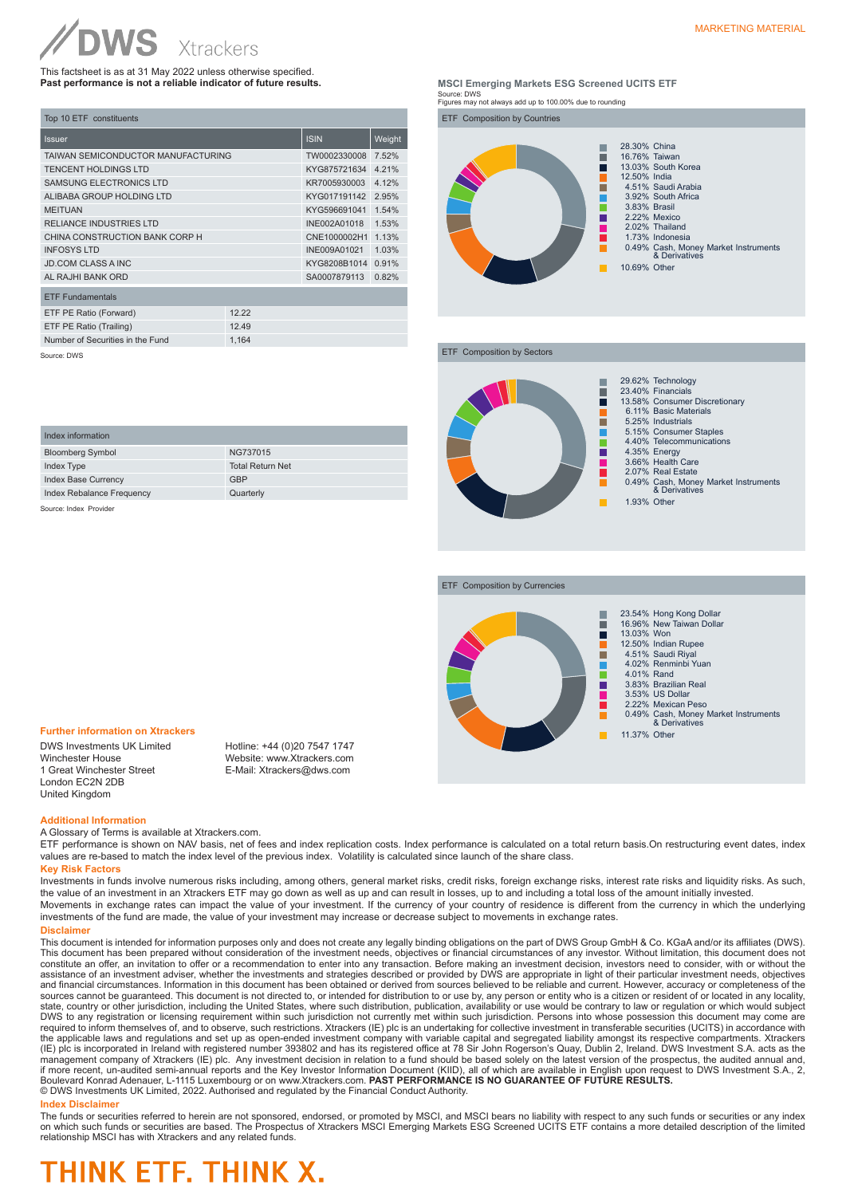This factsheet is as at 31 May 2022 unless otherwise specified.
**Past performance is not a reliable indicator of future results.**

MARKETING MATERIAL

## MSCI Emerging Markets ESG Screened UCITS ETF

Source: DWS
Figures may not always add up to 100.00% due to rounding

### Top 10 ETF constituents

| Issuer | ISIN | Weight |
|---|---|---|
| TAIWAN SEMICONDUCTOR MANUFACTURING | TW0002330008 | 7.52% |
| TENCENT HOLDINGS LTD | KYG875721634 | 4.21% |
| SAMSUNG ELECTRONICS LTD | KR7005930003 | 4.12% |
| ALIBABA GROUP HOLDING LTD | KYG017191142 | 2.95% |
| MEITUAN | KYG596691041 | 1.54% |
| RELIANCE INDUSTRIES LTD | INE002A01018 | 1.53% |
| CHINA CONSTRUCTION BANK CORP H | CNE1000002H1 | 1.13% |
| INFOSYS LTD | INE009A01021 | 1.03% |
| JD.COM CLASS A INC | KYG8208B1014 | 0.91% |
| AL RAJHI BANK ORD | SA0007879113 | 0.82% |

### ETF Fundamentals

| | |
|---|---|
| ETF PE Ratio (Forward) | 12.22 |
| ETF PE Ratio (Trailing) | 12.49 |
| Number of Securities in the Fund | 1,164 |

Source: DWS

### ETF Composition by Countries

28.30% China
16.76% Taiwan
13.03% South Korea
12.50% India
4.51% Saudi Arabia
3.92% South Africa
3.83% Brasil
2.22% Mexico
2.02% Thailand
1.73% Indonesia
0.49% Cash, Money Market Instruments & Derivatives
10.69% Other

### ETF Composition by Sectors

29.62% Technology
23.40% Financials
13.58% Consumer Discretionary
6.11% Basic Materials
5.25% Industrials
5.15% Consumer Staples
4.40% Telecommunications
4.35% Energy
3.66% Health Care
2.07% Real Estate
0.49% Cash, Money Market Instruments & Derivatives
1.93% Other

### Index information

| | |
|---|---|
| Bloomberg Symbol | NG737015 |
| Index Type | Total Return Net |
| Index Base Currency | GBP |
| Index Rebalance Frequency | Quarterly |

Source: Index Provider

### ETF Composition by Currencies

23.54% Hong Kong Dollar
16.96% New Taiwan Dollar
13.03% Won
12.50% Indian Rupee
4.51% Saudi Riyal
4.02% Renminbi Yuan
4.01% Rand
3.83% Brazilian Real
3.53% US Dollar
2.22% Mexican Peso
0.49% Cash, Money Market Instruments & Derivatives
11.37% Other

### Further information on Xtrackers

DWS Investments UK Limited
Winchester House
1 Great Winchester Street
London EC2N 2DB
United Kingdom

Hotline: +44 (0)20 7547 1747
Website: www.Xtrackers.com
E-Mail: Xtrackers@dws.com

### Additional Information

A Glossary of Terms is available at Xtrackers.com.

ETF performance is shown on NAV basis, net of fees and index replication costs. Index performance is calculated on a total return basis.On restructuring event dates, index values are re-based to match the index level of the previous index. Volatility is calculated since launch of the share class.

### Key Risk Factors

Investments in funds involve numerous risks including, among others, general market risks, credit risks, foreign exchange risks, interest rate risks and liquidity risks. As such, the value of an investment in an Xtrackers ETF may go down as well as up and can result in losses, up to and including a total loss of the amount initially invested.

Movements in exchange rates can impact the value of your investment. If the currency of your country of residence is different from the currency in which the underlying investments of the fund are made, the value of your investment may increase or decrease subject to movements in exchange rates.

### Disclaimer

This document is intended for information purposes only and does not create any legally binding obligations on the part of DWS Group GmbH & Co. KGaA and/or its affiliates (DWS). This document has been prepared without consideration of the investment needs, objectives or financial circumstances of any investor. Without limitation, this document does not constitute an offer, an invitation to offer or a recommendation to enter into any transaction. Before making an investment decision, investors need to consider, with or without the assistance of an investment adviser, whether the investments and strategies described or provided by DWS are appropriate in light of their particular investment needs, objectives and financial circumstances. Information in this document has been obtained or derived from sources believed to be reliable and current. However, accuracy or completeness of the sources cannot be guaranteed. This document is not directed to, or intended for distribution to or use by, any person or entity who is a citizen or resident of or located in any locality, state, country or other jurisdiction, including the United States, where such distribution, publication, availability or use would be contrary to law or regulation or which would subject DWS to any registration or licensing requirement within such jurisdiction not currently met within such jurisdiction. Persons into whose possession this document may come are required to inform themselves of, and to observe, such restrictions. Xtrackers (IE) plc is an undertaking for collective investment in transferable securities (UCITS) in accordance with the applicable laws and regulations and set up as open-ended investment company with variable capital and segregated liability amongst its respective compartments. Xtrackers (IE) plc is incorporated in Ireland with registered number 393802 and has its registered office at 78 Sir John Rogerson's Quay, Dublin 2, Ireland. DWS Investment S.A. acts as the management company of Xtrackers (IE) plc. Any investment decision in relation to a fund should be based solely on the latest version of the prospectus, the audited annual and, if more recent, un-audited semi-annual reports and the Key Investor Information Document (KIID), all of which are available in English upon request to DWS Investment S.A., 2, Boulevard Konrad Adenauer, L-1115 Luxembourg or on www.Xtrackers.com. **PAST PERFORMANCE IS NO GUARANTEE OF FUTURE RESULTS.**

© DWS Investments UK Limited, 2022. Authorised and regulated by the Financial Conduct Authority.

### Index Disclaimer

The funds or securities referred to herein are not sponsored, endorsed, or promoted by MSCI, and MSCI bears no liability with respect to any such funds or securities or any index on which such funds or securities are based. The Prospectus of Xtrackers MSCI Emerging Markets ESG Screened UCITS ETF contains a more detailed description of the limited relationship MSCI has with Xtrackers and any related funds.

**THINK ETF. THINK X.**